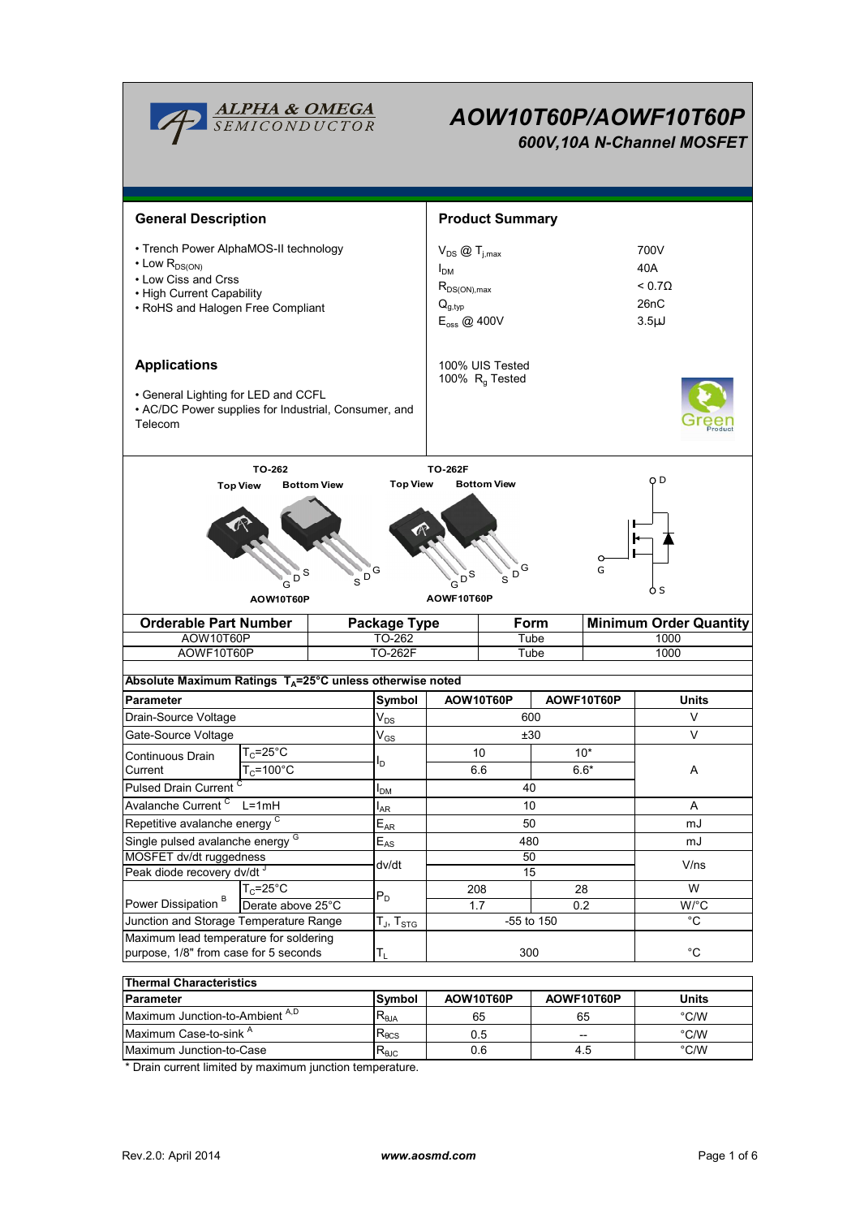# AOW10T60P/AOWF10T60P

## 600V,10A N-Channel MOSFET

## General Description

- Trench Power AlphaMOS-II technology
- Low $R_{DS(ON)}$
- Low Ciss and Crss
- High Current Capability
- RoHS and Halogen Free Compliant

## Product Summary

| | |
|---|---|
| $V_{DS}$ @ $T_{j,max}$ | 700V |
| $I_{DM}$ | 40A |
| $R_{DS(ON),max}$ | < 0.7Ω |
| $Q_{g,typ}$ | 26nC |
| $E_{oss}$ @ 400V | 3.5µJ |

100% UIS Tested
100% $R_g$ Tested

## Applications

- General Lighting for LED and CCFL
- AC/DC Power supplies for Industrial, Consumer, and Telecom

TO-262 — Top View, Bottom View — AOW10T60P

TO-262F — Top View, Bottom View — AOWF10T60P

| Orderable Part Number | Package Type | Form | Minimum Order Quantity |
|---|---|---|---|
| AOW10T60P | TO-262 | Tube | 1000 |
| AOWF10T60P | TO-262F | Tube | 1000 |

**Absolute Maximum Ratings $T_A$=25°C unless otherwise noted**

| Parameter | | Symbol | AOW10T60P | AOWF10T60P | Units |
|---|---|---|---|---|---|
| Drain-Source Voltage | | $V_{DS}$ | 600 | | V |
| Gate-Source Voltage | | $V_{GS}$ | ±30 | | V |
| Continuous Drain Current | $T_C$=25°C | $I_D$ | 10 | 10* | A |
| | $T_C$=100°C | | 6.6 | 6.6* | |
| Pulsed Drain Current [C] | | $I_{DM}$ | 40 | | |
| Avalanche Current [C] L=1mH | | $I_{AR}$ | 10 | | A |
| Repetitive avalanche energy [C] | | $E_{AR}$ | 50 | | mJ |
| Single pulsed avalanche energy [G] | | $E_{AS}$ | 480 | | mJ |
| MOSFET dv/dt ruggedness | | dv/dt | 50 | | V/ns |
| Peak diode recovery dv/dt [J] | | | 15 | | |
| Power Dissipation [B] | $T_C$=25°C | $P_D$ | 208 | 28 | W |
| | Derate above 25°C | | 1.7 | 0.2 | W/°C |
| Junction and Storage Temperature Range | | $T_J$, $T_{STG}$ | -55 to 150 | | °C |
| Maximum lead temperature for soldering purpose, 1/8" from case for 5 seconds | | $T_L$ | 300 | | °C |

**Thermal Characteristics**

| Parameter | Symbol | AOW10T60P | AOWF10T60P | Units |
|---|---|---|---|---|
| Maximum Junction-to-Ambient [A,D] | $R_{θJA}$ | 65 | 65 | °C/W |
| Maximum Case-to-sink [A] | $R_{θCS}$ | 0.5 | -- | °C/W |
| Maximum Junction-to-Case | $R_{θJC}$ | 0.6 | 4.5 | °C/W |

\* Drain current limited by maximum junction temperature.

Rev.2.0: April 2014 www.aosmd.com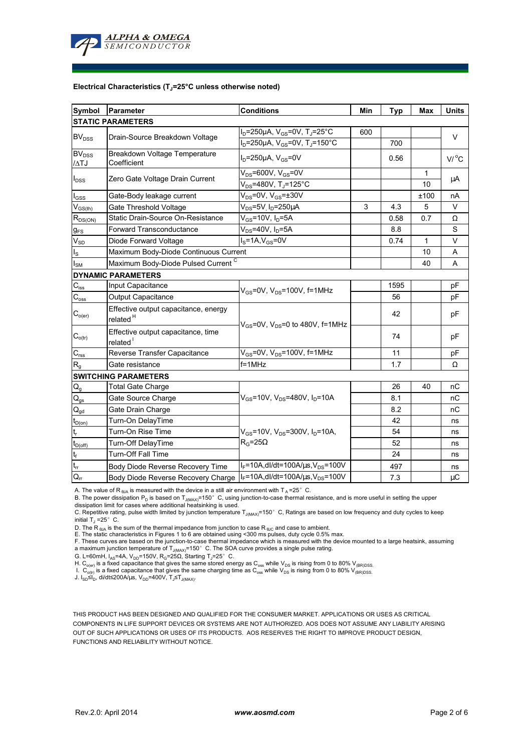**Electrical Characteristics ($T_J$=25°C unless otherwise noted)**

| Symbol | Parameter | Conditions | Min | Typ | Max | Units |
|---|---|---|---|---|---|---|
| **STATIC PARAMETERS** | | | | | | |
| $BV_{DSS}$ | Drain-Source Breakdown Voltage | $I_D$=250µA, $V_{GS}$=0V, $T_J$=25°C | 600 | | | V |
| | | $I_D$=250µA, $V_{GS}$=0V, $T_J$=150°C | | 700 | | |
| $BV_{DSS}$ /∆TJ | Breakdown Voltage Temperature Coefficient | $I_D$=250µA, $V_{GS}$=0V | | 0.56 | | V/°C |
| $I_{DSS}$ | Zero Gate Voltage Drain Current | $V_{DS}$=600V, $V_{GS}$=0V | | | 1 | µA |
| | | $V_{DS}$=480V, $T_J$=125°C | | | 10 | |
| $I_{GSS}$ | Gate-Body leakage current | $V_{DS}$=0V, $V_{GS}$=±30V | | | ±100 | nA |
| $V_{GS(th)}$ | Gate Threshold Voltage | $V_{DS}$=5V, $I_D$=250µA | 3 | 4.3 | 5 | V |
| $R_{DS(ON)}$ | Static Drain-Source On-Resistance | $V_{GS}$=10V, $I_D$=5A | | 0.58 | 0.7 | Ω |
| $g_{FS}$ | Forward Transconductance | $V_{DS}$=40V, $I_D$=5A | | 8.8 | | S |
| $V_{SD}$ | Diode Forward Voltage | $I_S$=1A, $V_{GS}$=0V | | 0.74 | 1 | V |
| $I_S$ | Maximum Body-Diode Continuous Current | | | | 10 | A |
| $I_{SM}$ | Maximum Body-Diode Pulsed Current [C] | | | | 40 | A |
| **DYNAMIC PARAMETERS** | | | | | | |
| $C_{iss}$ | Input Capacitance | $V_{GS}$=0V, $V_{DS}$=100V, f=1MHz | | 1595 | | pF |
| $C_{oss}$ | Output Capacitance | | | 56 | | pF |
| $C_{o(er)}$ | Effective output capacitance, energy related [H] | $V_{GS}$=0V, $V_{DS}$=0 to 480V, f=1MHz | | 42 | | pF |
| $C_{o(tr)}$ | Effective output capacitance, time related [I] | | | 74 | | pF |
| $C_{rss}$ | Reverse Transfer Capacitance | $V_{GS}$=0V, $V_{DS}$=100V, f=1MHz | | 11 | | pF |
| $R_g$ | Gate resistance | f=1MHz | | 1.7 | | Ω |
| **SWITCHING PARAMETERS** | | | | | | |
| $Q_g$ | Total Gate Charge | $V_{GS}$=10V, $V_{DS}$=480V, $I_D$=10A | | 26 | 40 | nC |
| $Q_{gs}$ | Gate Source Charge | | | 8.1 | | nC |
| $Q_{gd}$ | Gate Drain Charge | | | 8.2 | | nC |
| $t_{D(on)}$ | Turn-On DelayTime | $V_{GS}$=10V, $V_{DS}$=300V, $I_D$=10A, $R_G$=25Ω | | 42 | | ns |
| $t_r$ | Turn-On Rise Time | | | 54 | | ns |
| $t_{D(off)}$ | Turn-Off DelayTime | | | 52 | | ns |
| $t_f$ | Turn-Off Fall Time | | | 24 | | ns |
| $t_{rr}$ | Body Diode Reverse Recovery Time | $I_F$=10A, dI/dt=100A/µs, $V_{DS}$=100V | | 497 | | ns |
| $Q_{rr}$ | Body Diode Reverse Recovery Charge | $I_F$=10A, dI/dt=100A/µs, $V_{DS}$=100V | | 7.3 | | µC |

A. The value of $R_{\theta JA}$ is measured with the device in a still air environment with $T_A$=25° C.

B. The power dissipation $P_D$ is based on $T_{J(MAX)}$=150° C, using junction-to-case thermal resistance, and is more useful in setting the upper dissipation limit for cases where additional heatsinking is used.

C. Repetitive rating, pulse width limited by junction temperature $T_{J(MAX)}$=150° C, Ratings are based on low frequency and duty cycles to keep initial $T_J$ =25° C.

D. The $R_{\theta JA}$ is the sum of the thermal impedance from junction to case $R_{\theta JC}$ and case to ambient.

E. The static characteristics in Figures 1 to 6 are obtained using <300 ms pulses, duty cycle 0.5% max.

F. These curves are based on the junction-to-case thermal impedance which is measured with the device mounted to a large heatsink, assuming a maximum junction temperature of $T_{J(MAX)}$=150° C. The SOA curve provides a single pulse rating.

G. L=60mH, $I_{AS}$=4A, $V_{DD}$=150V, $R_G$=25Ω, Starting $T_J$=25° C.

H. $C_{o(er)}$ is a fixed capacitance that gives the same stored energy as $C_{oss}$ while $V_{DS}$ is rising from 0 to 80% $V_{(BR)DSS}$.

I. $C_{o(tr)}$ is a fixed capacitance that gives the same charging time as $C_{oss}$ while $V_{DS}$ is rising from 0 to 80% $V_{(BR)DSS}$.

J. $I_{SD} \leq I_D$, di/dt≤200A/µs, $V_{DD}$=400V, $T_J \leq T_{J(MAX)}$.

THIS PRODUCT HAS BEEN DESIGNED AND QUALIFIED FOR THE CONSUMER MARKET. APPLICATIONS OR USES AS CRITICAL COMPONENTS IN LIFE SUPPORT DEVICES OR SYSTEMS ARE NOT AUTHORIZED. AOS DOES NOT ASSUME ANY LIABILITY ARISING OUT OF SUCH APPLICATIONS OR USES OF ITS PRODUCTS. AOS RESERVES THE RIGHT TO IMPROVE PRODUCT DESIGN, FUNCTIONS AND RELIABILITY WITHOUT NOTICE.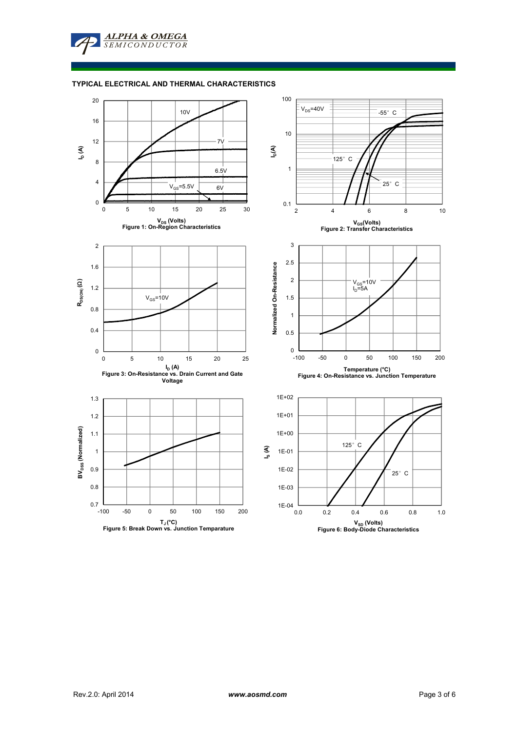## TYPICAL ELECTRICAL AND THERMAL CHARACTERISTICS

Figure 1: On-Region Characteristics

Figure 2: Transfer Characteristics

Figure 3: On-Resistance vs. Drain Current and Gate Voltage

Figure 4: On-Resistance vs. Junction Temperature

Figure 5: Break Down vs. Junction Temparature

Figure 6: Body-Diode Characteristics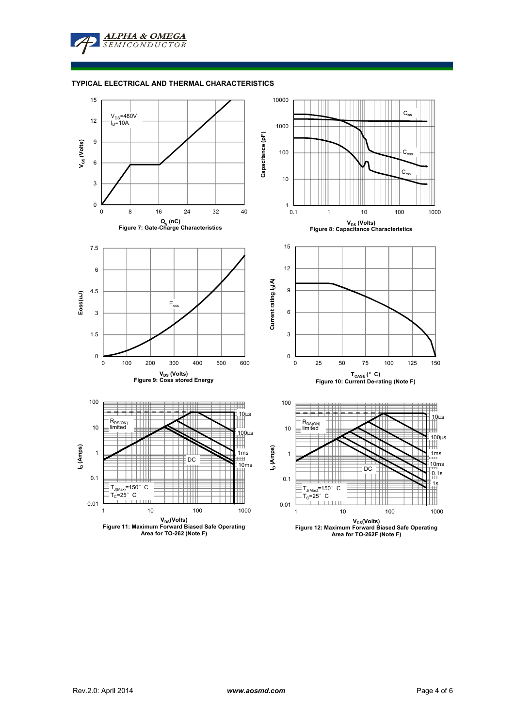## TYPICAL ELECTRICAL AND THERMAL CHARACTERISTICS

$V_{DS}$=480V
$I_D$=10A

Figure 7: Gate-Charge Characteristics

$C_{iss}$, $C_{oss}$, $C_{rss}$

Figure 8: Capacitance Characteristics

$E_{oss}$

Figure 9: Coss stored Energy

Figure 10: Current De-rating (Note F)

$R_{DS(ON)}$ limited
$T_{J(Max)}$=150° C
$T_C$=25° C

Figure 11: Maximum Forward Biased Safe Operating Area for TO-262 (Note F)

$R_{DS(ON)}$ limited
$T_{J(Max)}$=150° C
$T_C$=25° C

Figure 12: Maximum Forward Biased Safe Operating Area for TO-262F (Note F)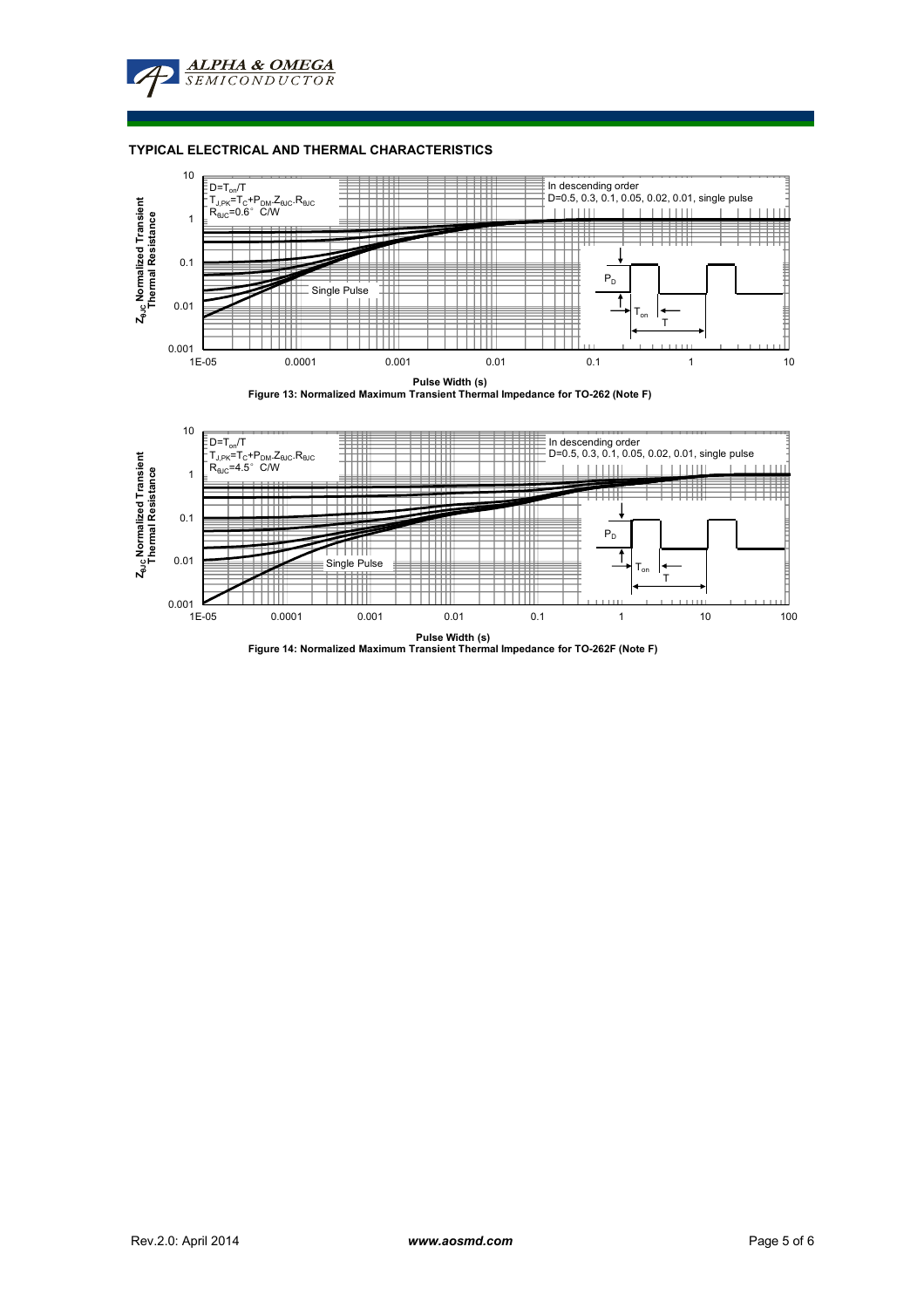## TYPICAL ELECTRICAL AND THERMAL CHARACTERISTICS

$D=T_{on}/T$
$T_{J,PK}=T_C+P_{DM}.Z_{\theta JC}.R_{\theta JC}$
$R_{\theta JC}=0.6°\ C/W$

In descending order
D=0.5, 0.3, 0.1, 0.05, 0.02, 0.01, single pulse

Single Pulse

$Z_{\theta JC}$ Normalized Transient Thermal Resistance

Pulse Width (s)

**Figure 13: Normalized Maximum Transient Thermal Impedance for TO-262 (Note F)**

$D=T_{on}/T$
$T_{J,PK}=T_C+P_{DM}.Z_{\theta JC}.R_{\theta JC}$
$R_{\theta JC}=4.5°\ C/W$

In descending order
D=0.5, 0.3, 0.1, 0.05, 0.02, 0.01, single pulse

Single Pulse

$Z_{\theta JC}$ Normalized Transient Thermal Resistance

Pulse Width (s)

**Figure 14: Normalized Maximum Transient Thermal Impedance for TO-262F (Note F)**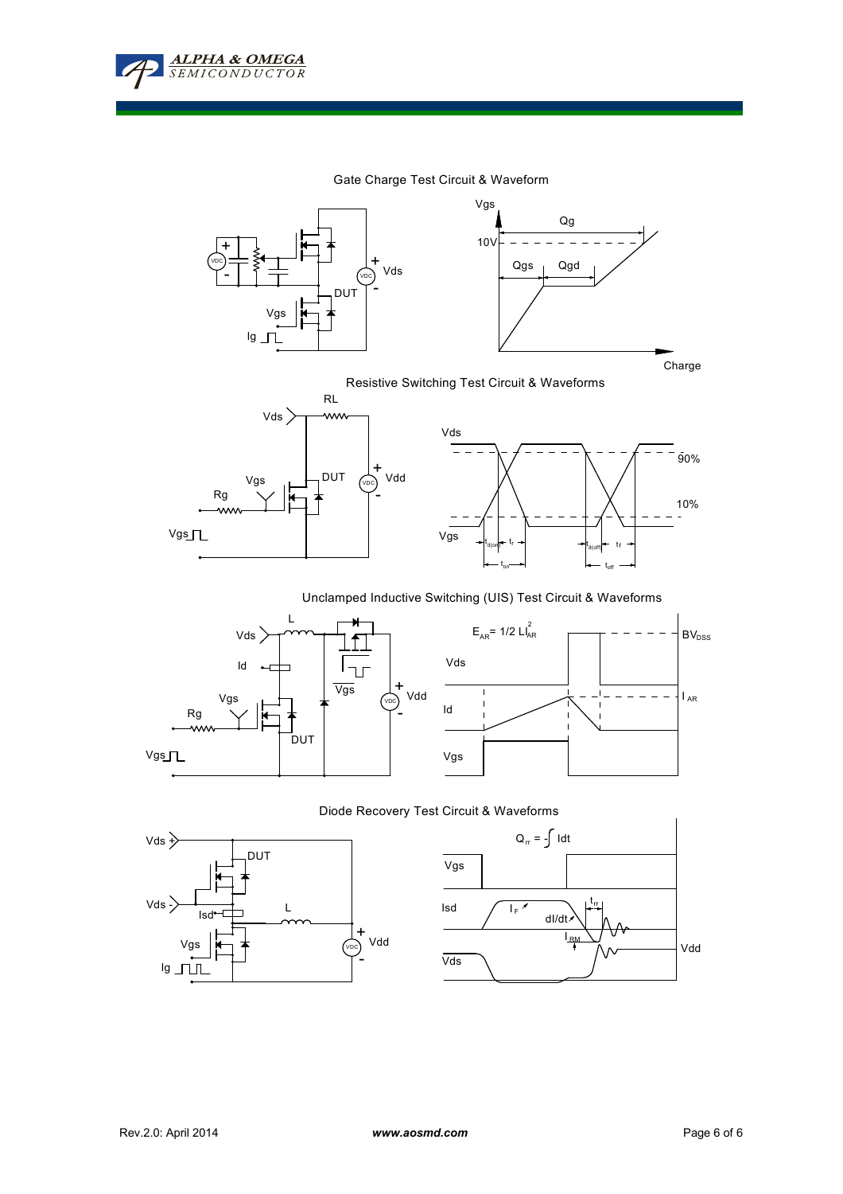Gate Charge Test Circuit & Waveform

VDC

Vds

DUT

Vgs

Ig

Vgs

Qg

10V

Qgs

Qgd

Charge

Resistive Switching Test Circuit & Waveforms

RL

Vds

Vgs

Rg

DUT

VDC

Vdd

Vgs

Vds

90%

10%

Vgs

$t_{d(on)}$

$t_r$

$t_{on}$

$t_{d(off)}$

$t_f$

$t_{off}$

Unclamped Inductive Switching (UIS) Test Circuit & Waveforms

L

Vds

Id

Vgs

Rg

Vgs

DUT

Vgs

VDC

Vdd

$E_{AR} = 1/2\ LI_{AR}^2$

$BV_{DSS}$

Vds

Id

$I_{AR}$

Vgs

Diode Recovery Test Circuit & Waveforms

Vds +

DUT

Vds -

Isd

L

Vgs

Ig

VDC

Vdd

$Q_{rr} = -\int Idt$

Vgs

Isd

$I_F$

dI/dt

$t_{rr}$

$I_{RM}$

Vds

Vdd